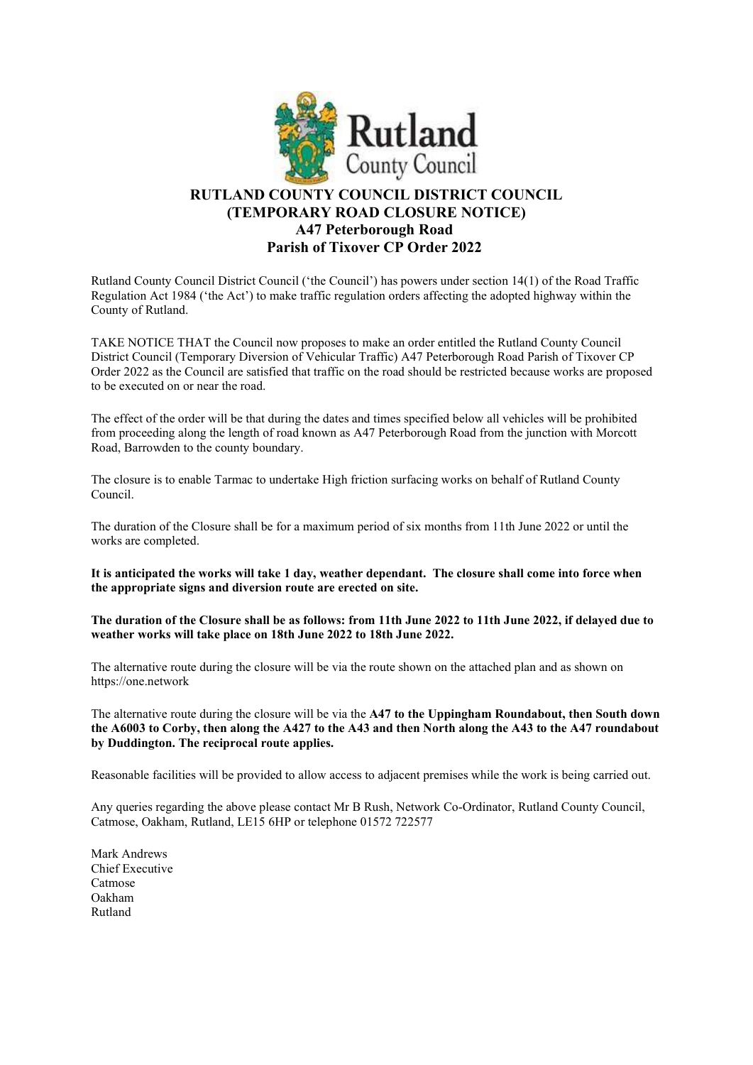# RUTLAND COUNTY COUNCIL DISTRICT COUNCIL
## (TEMPORARY ROAD CLOSURE NOTICE)
## A47 Peterborough Road
## Parish of Tixover CP Order 2022

Rutland County Council District Council ('the Council') has powers under section 14(1) of the Road Traffic Regulation Act 1984 ('the Act') to make traffic regulation orders affecting the adopted highway within the County of Rutland.

TAKE NOTICE THAT the Council now proposes to make an order entitled the Rutland County Council District Council (Temporary Diversion of Vehicular Traffic) A47 Peterborough Road Parish of Tixover CP Order 2022 as the Council are satisfied that traffic on the road should be restricted because works are proposed to be executed on or near the road.

The effect of the order will be that during the dates and times specified below all vehicles will be prohibited from proceeding along the length of road known as A47 Peterborough Road from the junction with Morcott Road, Barrowden to the county boundary.

The closure is to enable Tarmac to undertake High friction surfacing works on behalf of Rutland County Council.

The duration of the Closure shall be for a maximum period of six months from 11th June 2022 or until the works are completed.

**It is anticipated the works will take 1 day, weather dependant. The closure shall come into force when the appropriate signs and diversion route are erected on site.**

**The duration of the Closure shall be as follows: from 11th June 2022 to 11th June 2022, if delayed due to weather works will take place on 18th June 2022 to 18th June 2022.**

The alternative route during the closure will be via the route shown on the attached plan and as shown on https://one.network

The alternative route during the closure will be via the **A47 to the Uppingham Roundabout, then South down the A6003 to Corby, then along the A427 to the A43 and then North along the A43 to the A47 roundabout by Duddington. The reciprocal route applies.**

Reasonable facilities will be provided to allow access to adjacent premises while the work is being carried out.

Any queries regarding the above please contact Mr B Rush, Network Co-Ordinator, Rutland County Council, Catmose, Oakham, Rutland, LE15 6HP or telephone 01572 722577

Mark Andrews
Chief Executive
Catmose
Oakham
Rutland